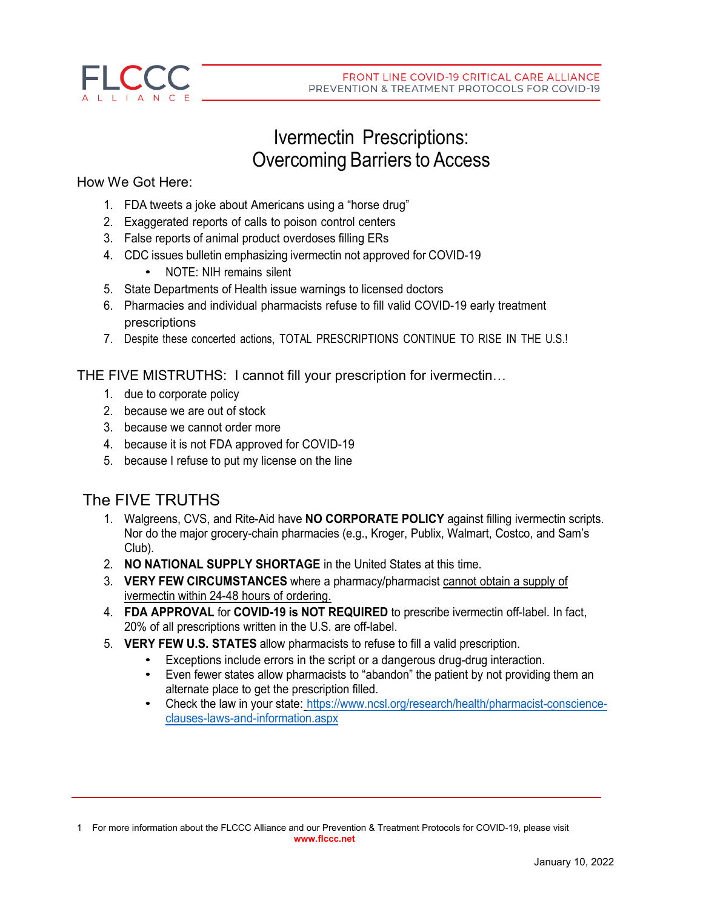# Ivermectin Prescriptions: Overcoming Barriers to Access

How We Got Here:

1. FDA tweets a joke about Americans using a "horse drug"
2. Exaggerated reports of calls to poison control centers
3. False reports of animal product overdoses filling ERs
4. CDC issues bulletin emphasizing ivermectin not approved for COVID-19
   - NOTE: NIH remains silent
5. State Departments of Health issue warnings to licensed doctors
6. Pharmacies and individual pharmacists refuse to fill valid COVID-19 early treatment prescriptions
7. Despite these concerted actions, TOTAL PRESCRIPTIONS CONTINUE TO RISE IN THE U.S.!

THE FIVE MISTRUTHS: I cannot fill your prescription for ivermectin…

1. due to corporate policy
2. because we are out of stock
3. because we cannot order more
4. because it is not FDA approved for COVID-19
5. because I refuse to put my license on the line

## The FIVE TRUTHS

1. Walgreens, CVS, and Rite-Aid have **NO CORPORATE POLICY** against filling ivermectin scripts. Nor do the major grocery-chain pharmacies (e.g., Kroger, Publix, Walmart, Costco, and Sam's Club).
2. **NO NATIONAL SUPPLY SHORTAGE** in the United States at this time.
3. **VERY FEW CIRCUMSTANCES** where a pharmacy/pharmacist cannot obtain a supply of ivermectin within 24-48 hours of ordering.
4. **FDA APPROVAL** for **COVID-19 is NOT REQUIRED** to prescribe ivermectin off-label. In fact, 20% of all prescriptions written in the U.S. are off-label.
5. **VERY FEW U.S. STATES** allow pharmacists to refuse to fill a valid prescription.
   - Exceptions include errors in the script or a dangerous drug-drug interaction.
   - Even fewer states allow pharmacists to "abandon" the patient by not providing them an alternate place to get the prescription filled.
   - Check the law in your state: https://www.ncsl.org/research/health/pharmacist-conscience-clauses-laws-and-information.aspx

1 For more information about the FLCCC Alliance and our Prevention & Treatment Protocols for COVID-19, please visit **www.flccc.net**

January 10, 2022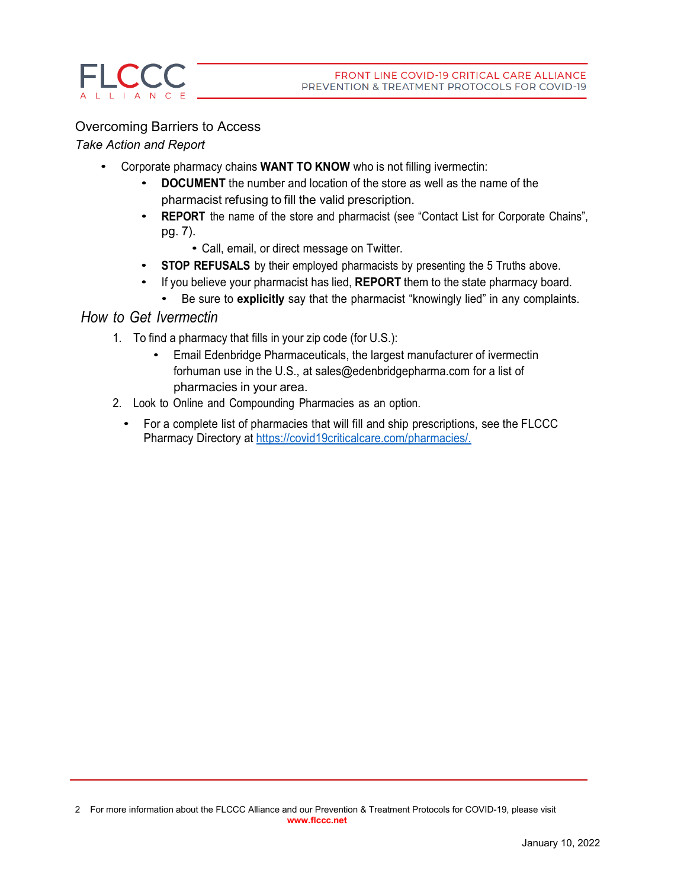## Overcoming Barriers to Access

*Take Action and Report*

- Corporate pharmacy chains **WANT TO KNOW** who is not filling ivermectin:
  - **DOCUMENT** the number and location of the store as well as the name of the pharmacist refusing to fill the valid prescription.
  - **REPORT** the name of the store and pharmacist (see "Contact List for Corporate Chains", pg. 7).
    - Call, email, or direct message on Twitter.
  - **STOP REFUSALS** by their employed pharmacists by presenting the 5 Truths above.
  - If you believe your pharmacist has lied, **REPORT** them to the state pharmacy board.
    - Be sure to **explicitly** say that the pharmacist "knowingly lied" in any complaints.

## *How to Get Ivermectin*

1. To find a pharmacy that fills in your zip code (for U.S.):
   - Email Edenbridge Pharmaceuticals, the largest manufacturer of ivermectin forhuman use in the U.S., at sales@edenbridgepharma.com for a list of pharmacies in your area.
2. Look to Online and Compounding Pharmacies as an option.
   - For a complete list of pharmacies that will fill and ship prescriptions, see the FLCCC Pharmacy Directory at https://covid19criticalcare.com/pharmacies/.

For more information about the FLCCC Alliance and our Prevention & Treatment Protocols for COVID-19, please visit **www.flccc.net**

January 10, 2022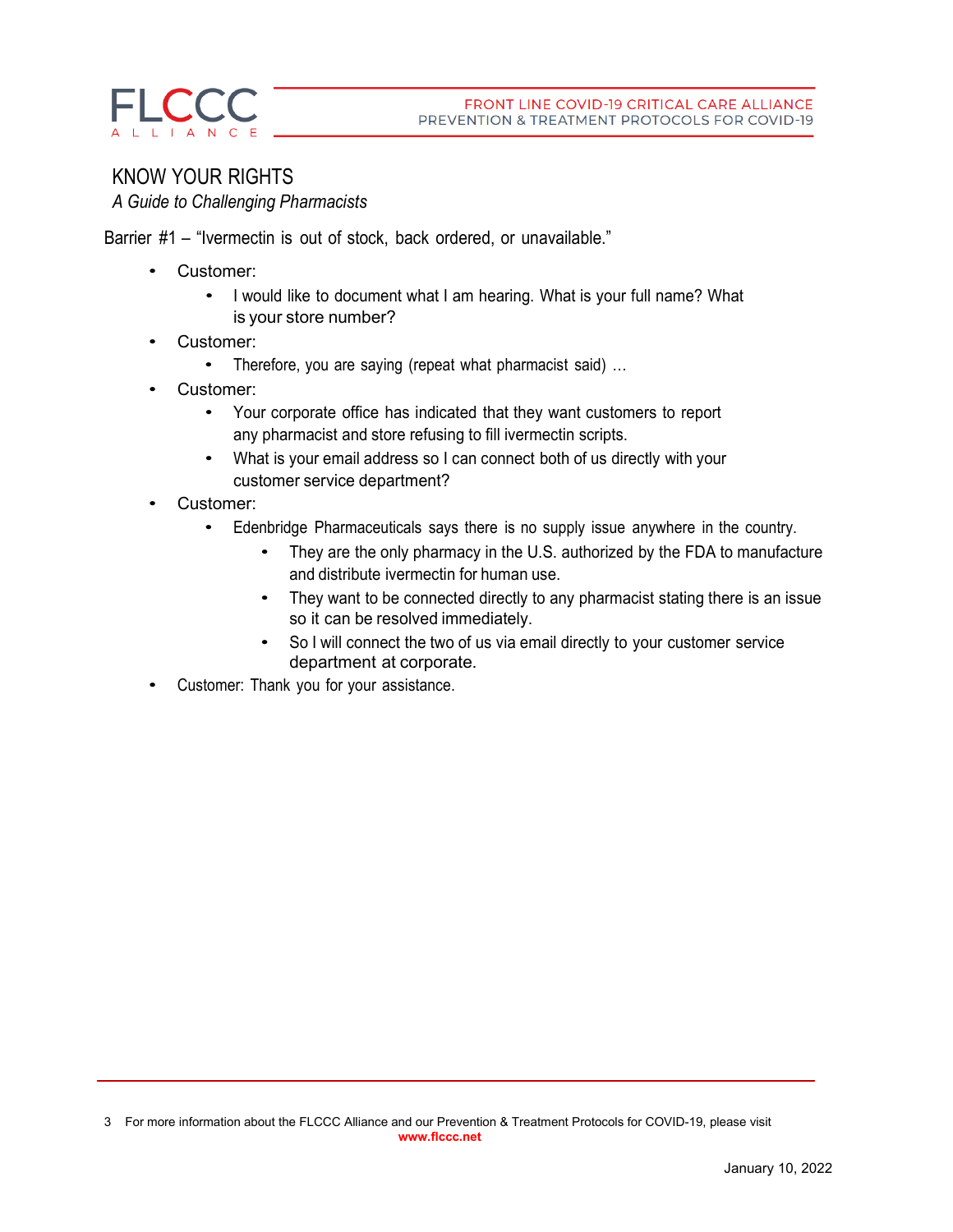# KNOW YOUR RIGHTS

*A Guide to Challenging Pharmacists*

Barrier #1 – "Ivermectin is out of stock, back ordered, or unavailable."

- Customer:
  - I would like to document what I am hearing. What is your full name? What is your store number?
- Customer:
  - Therefore, you are saying (repeat what pharmacist said) …
- Customer:
  - Your corporate office has indicated that they want customers to report any pharmacist and store refusing to fill ivermectin scripts.
  - What is your email address so I can connect both of us directly with your customer service department?
- Customer:
  - Edenbridge Pharmaceuticals says there is no supply issue anywhere in the country.
    - They are the only pharmacy in the U.S. authorized by the FDA to manufacture and distribute ivermectin for human use.
    - They want to be connected directly to any pharmacist stating there is an issue so it can be resolved immediately.
    - So I will connect the two of us via email directly to your customer service department at corporate.
- Customer: Thank you for your assistance.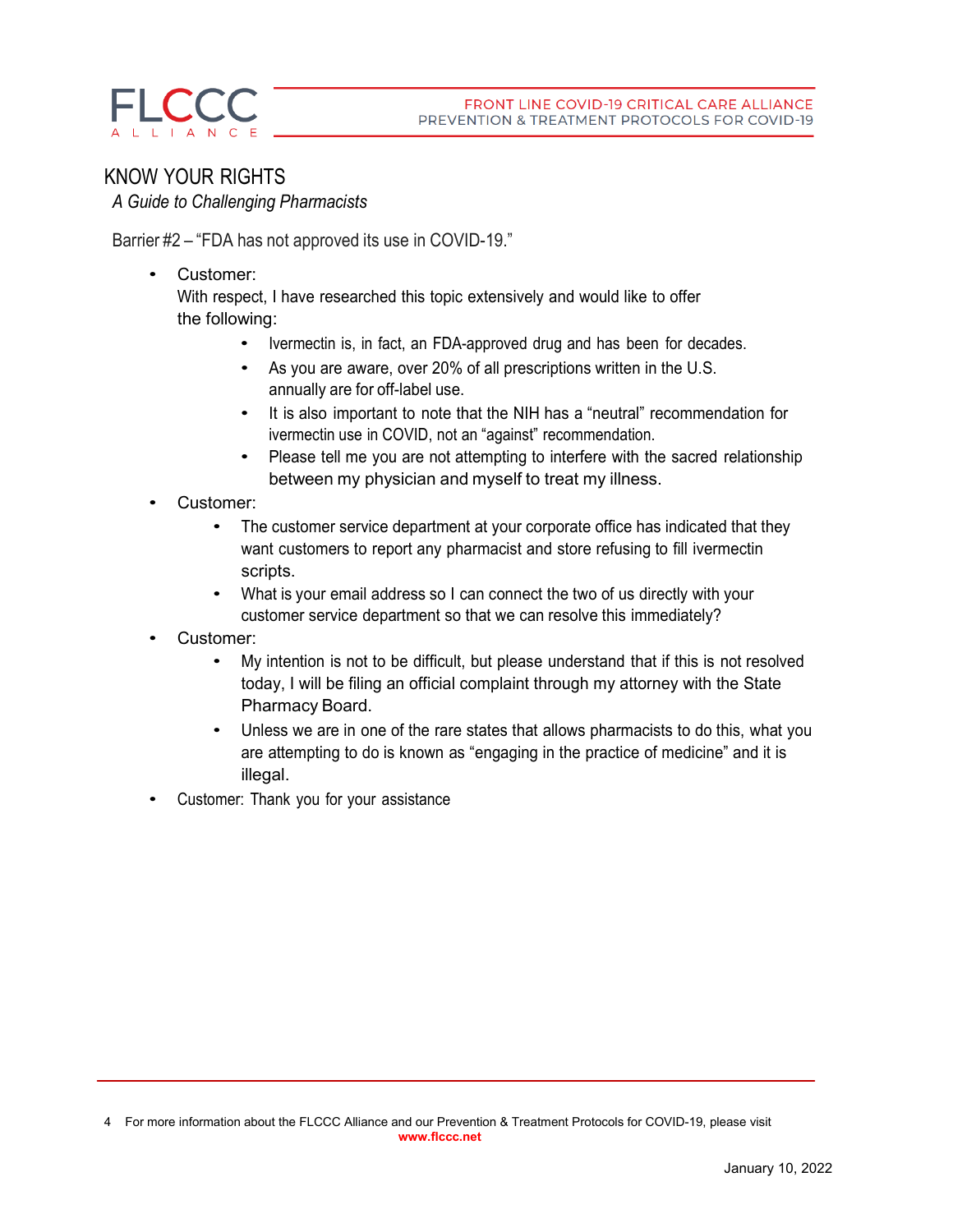# KNOW YOUR RIGHTS

*A Guide to Challenging Pharmacists*

Barrier #2 – "FDA has not approved its use in COVID-19."

- Customer:
  With respect, I have researched this topic extensively and would like to offer the following:
    - Ivermectin is, in fact, an FDA-approved drug and has been for decades.
    - As you are aware, over 20% of all prescriptions written in the U.S. annually are for off-label use.
    - It is also important to note that the NIH has a "neutral" recommendation for ivermectin use in COVID, not an "against" recommendation.
    - Please tell me you are not attempting to interfere with the sacred relationship between my physician and myself to treat my illness.
- Customer:
    - The customer service department at your corporate office has indicated that they want customers to report any pharmacist and store refusing to fill ivermectin scripts.
    - What is your email address so I can connect the two of us directly with your customer service department so that we can resolve this immediately?
- Customer:
    - My intention is not to be difficult, but please understand that if this is not resolved today, I will be filing an official complaint through my attorney with the State Pharmacy Board.
    - Unless we are in one of the rare states that allows pharmacists to do this, what you are attempting to do is known as "engaging in the practice of medicine" and it is illegal.
- Customer: Thank you for your assistance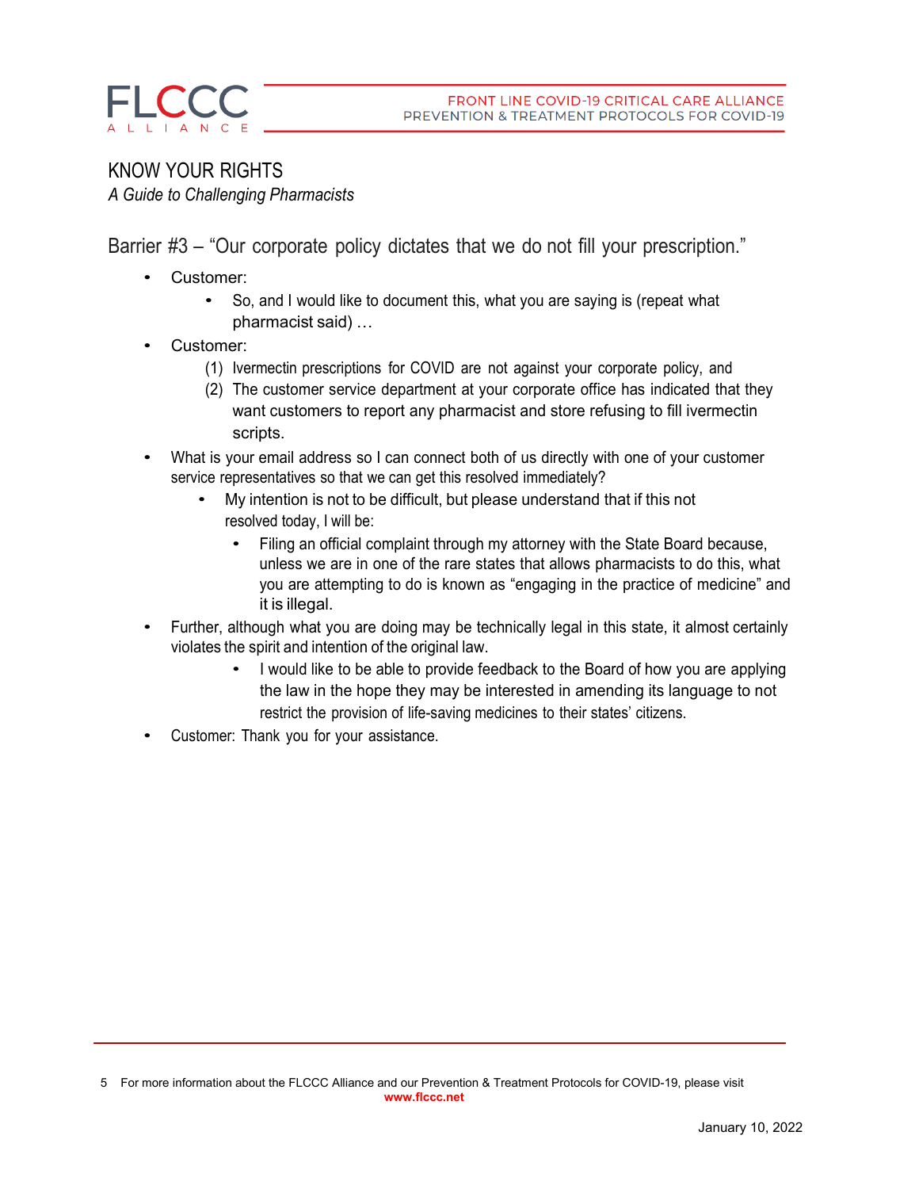## KNOW YOUR RIGHTS

*A Guide to Challenging Pharmacists*

### Barrier #3 – "Our corporate policy dictates that we do not fill your prescription."

- Customer:
  - So, and I would like to document this, what you are saying is (repeat what pharmacist said) …
- Customer:
  1. Ivermectin prescriptions for COVID are not against your corporate policy, and
  2. The customer service department at your corporate office has indicated that they want customers to report any pharmacist and store refusing to fill ivermectin scripts.
- What is your email address so I can connect both of us directly with one of your customer service representatives so that we can get this resolved immediately?
  - My intention is not to be difficult, but please understand that if this not resolved today, I will be:
    - Filing an official complaint through my attorney with the State Board because, unless we are in one of the rare states that allows pharmacists to do this, what you are attempting to do is known as "engaging in the practice of medicine" and it is illegal.
- Further, although what you are doing may be technically legal in this state, it almost certainly violates the spirit and intention of the original law.
  - I would like to be able to provide feedback to the Board of how you are applying the law in the hope they may be interested in amending its language to not restrict the provision of life-saving medicines to their states' citizens.
- Customer: Thank you for your assistance.

For more information about the FLCCC Alliance and our Prevention & Treatment Protocols for COVID-19, please visit **www.flccc.net**

January 10, 2022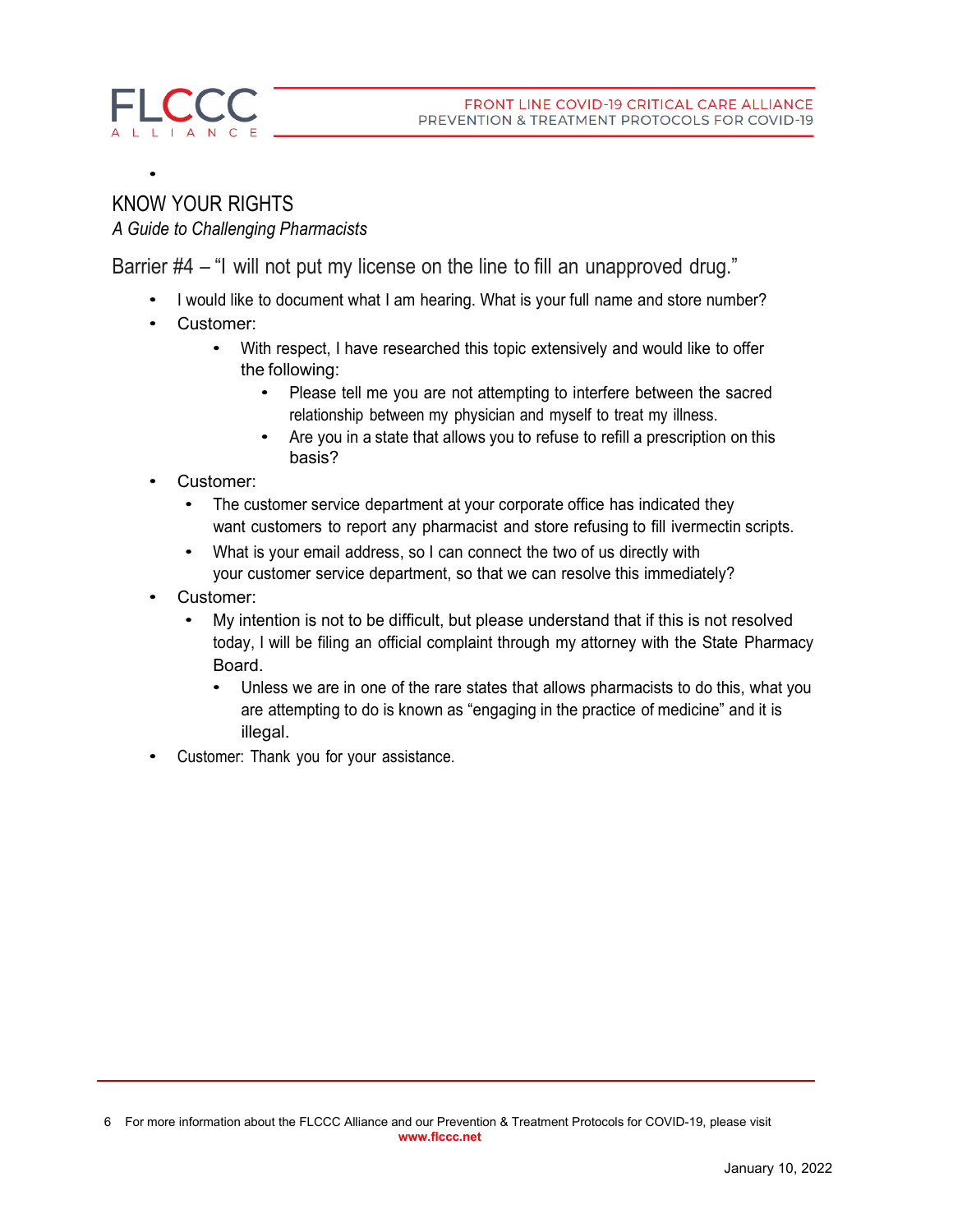## KNOW YOUR RIGHTS

*A Guide to Challenging Pharmacists*

### Barrier #4 – "I will not put my license on the line to fill an unapproved drug."

- I would like to document what I am hearing. What is your full name and store number?
- Customer:
  - With respect, I have researched this topic extensively and would like to offer the following:
    - Please tell me you are not attempting to interfere between the sacred relationship between my physician and myself to treat my illness.
    - Are you in a state that allows you to refuse to refill a prescription on this basis?
- Customer:
  - The customer service department at your corporate office has indicated they want customers to report any pharmacist and store refusing to fill ivermectin scripts.
  - What is your email address, so I can connect the two of us directly with your customer service department, so that we can resolve this immediately?
- Customer:
  - My intention is not to be difficult, but please understand that if this is not resolved today, I will be filing an official complaint through my attorney with the State Pharmacy Board.
    - Unless we are in one of the rare states that allows pharmacists to do this, what you are attempting to do is known as "engaging in the practice of medicine" and it is illegal.
- Customer: Thank you for your assistance.

For more information about the FLCCC Alliance and our Prevention & Treatment Protocols for COVID-19, please visit **www.flccc.net**

January 10, 2022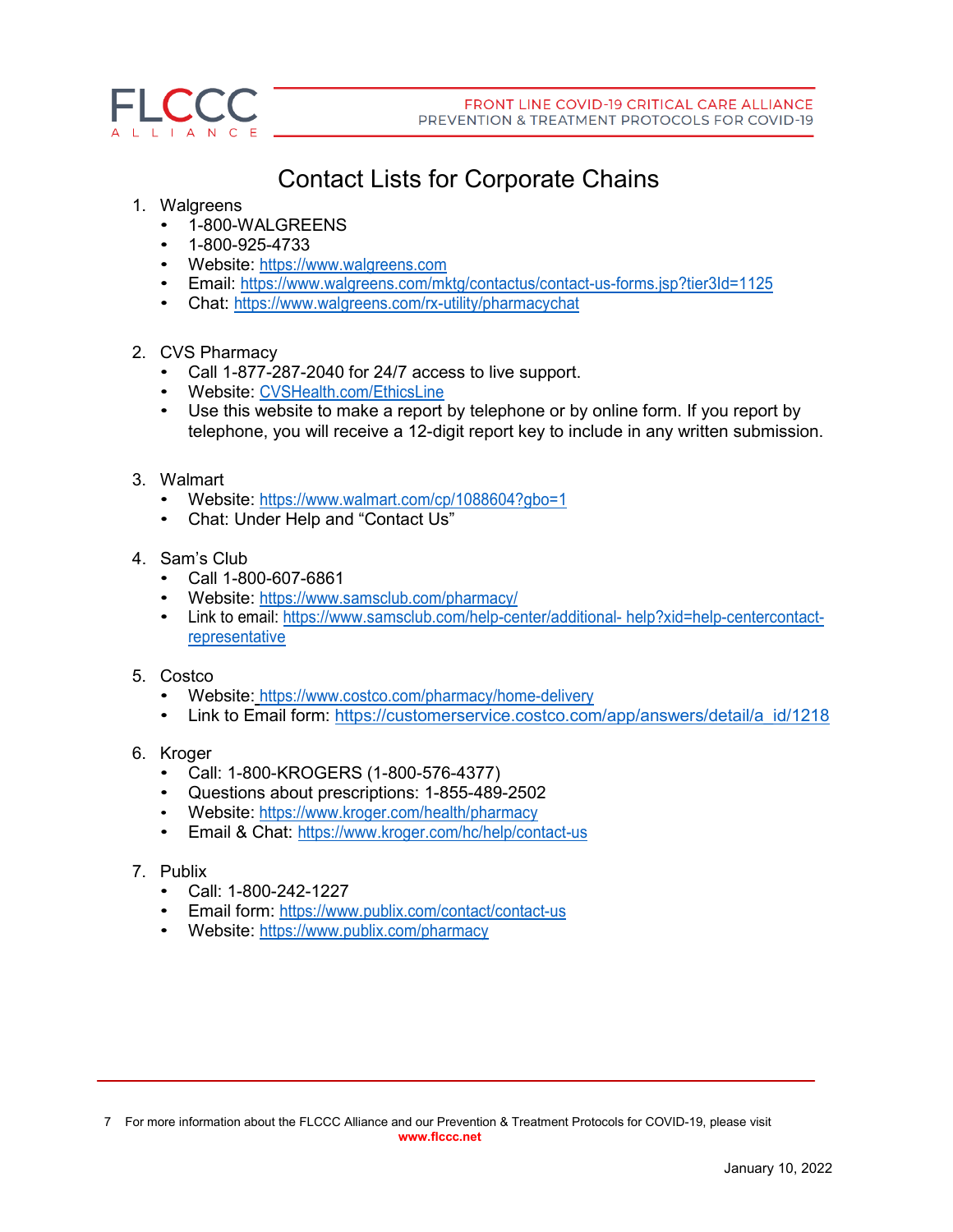# Contact Lists for Corporate Chains

1. Walgreens
   - 1-800-WALGREENS
   - 1-800-925-4733
   - Website: https://www.walgreens.com
   - Email: https://www.walgreens.com/mktg/contactus/contact-us-forms.jsp?tier3Id=1125
   - Chat: https://www.walgreens.com/rx-utility/pharmacychat

2. CVS Pharmacy
   - Call 1-877-287-2040 for 24/7 access to live support.
   - Website: CVSHealth.com/EthicsLine
   - Use this website to make a report by telephone or by online form. If you report by telephone, you will receive a 12-digit report key to include in any written submission.

3. Walmart
   - Website: https://www.walmart.com/cp/1088604?gbo=1
   - Chat: Under Help and "Contact Us"

4. Sam's Club
   - Call 1-800-607-6861
   - Website: https://www.samsclub.com/pharmacy/
   - Link to email: https://www.samsclub.com/help-center/additional- help?xid=help-centercontact-representative

5. Costco
   - Website: https://www.costco.com/pharmacy/home-delivery
   - Link to Email form: https://customerservice.costco.com/app/answers/detail/a_id/1218

6. Kroger
   - Call: 1-800-KROGERS (1-800-576-4377)
   - Questions about prescriptions: 1-855-489-2502
   - Website: https://www.kroger.com/health/pharmacy
   - Email & Chat: https://www.kroger.com/hc/help/contact-us

7. Publix
   - Call: 1-800-242-1227
   - Email form: https://www.publix.com/contact/contact-us
   - Website: https://www.publix.com/pharmacy